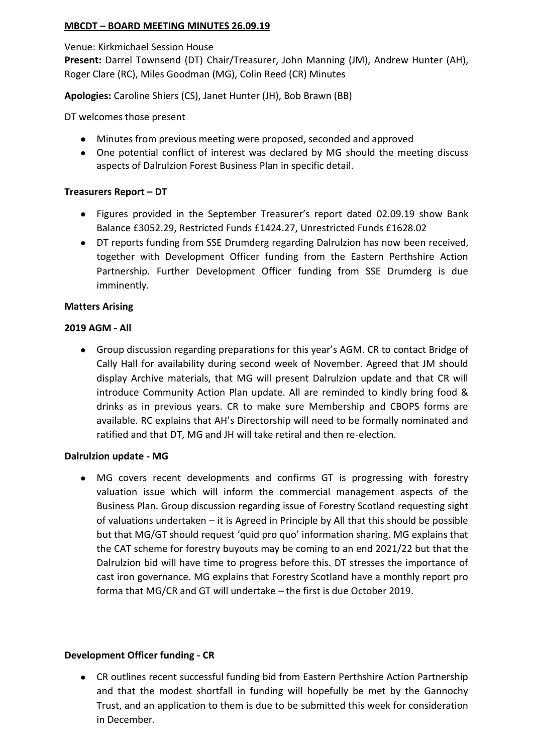**MBCDT – BOARD MEETING MINUTES 26.09.19**

Venue: Kirkmichael Session House

**Present:** Darrel Townsend (DT) Chair/Treasurer, John Manning (JM), Andrew Hunter (AH), Roger Clare (RC), Miles Goodman (MG), Colin Reed (CR) Minutes

**Apologies:** Caroline Shiers (CS), Janet Hunter (JH), Bob Brawn (BB)

DT welcomes those present

- Minutes from previous meeting were proposed, seconded and approved
- One potential conflict of interest was declared by MG should the meeting discuss aspects of Dalrulzion Forest Business Plan in specific detail.

**Treasurers Report – DT**

- Figures provided in the September Treasurer's report dated 02.09.19 show Bank Balance £3052.29, Restricted Funds £1424.27, Unrestricted Funds £1628.02
- DT reports funding from SSE Drumderg regarding Dalrulzion has now been received, together with Development Officer funding from the Eastern Perthshire Action Partnership. Further Development Officer funding from SSE Drumderg is due imminently.

**Matters Arising**

**2019 AGM - All**

- Group discussion regarding preparations for this year's AGM. CR to contact Bridge of Cally Hall for availability during second week of November. Agreed that JM should display Archive materials, that MG will present Dalrulzion update and that CR will introduce Community Action Plan update. All are reminded to kindly bring food & drinks as in previous years. CR to make sure Membership and CBOPS forms are available. RC explains that AH's Directorship will need to be formally nominated and ratified and that DT, MG and JH will take retiral and then re-election.

**Dalrulzion update - MG**

- MG covers recent developments and confirms GT is progressing with forestry valuation issue which will inform the commercial management aspects of the Business Plan. Group discussion regarding issue of Forestry Scotland requesting sight of valuations undertaken – it is Agreed in Principle by All that this should be possible but that MG/GT should request 'quid pro quo' information sharing. MG explains that the CAT scheme for forestry buyouts may be coming to an end 2021/22 but that the Dalrulzion bid will have time to progress before this. DT stresses the importance of cast iron governance. MG explains that Forestry Scotland have a monthly report pro forma that MG/CR and GT will undertake – the first is due October 2019.

**Development Officer funding - CR**

- CR outlines recent successful funding bid from Eastern Perthshire Action Partnership and that the modest shortfall in funding will hopefully be met by the Gannochy Trust, and an application to them is due to be submitted this week for consideration in December.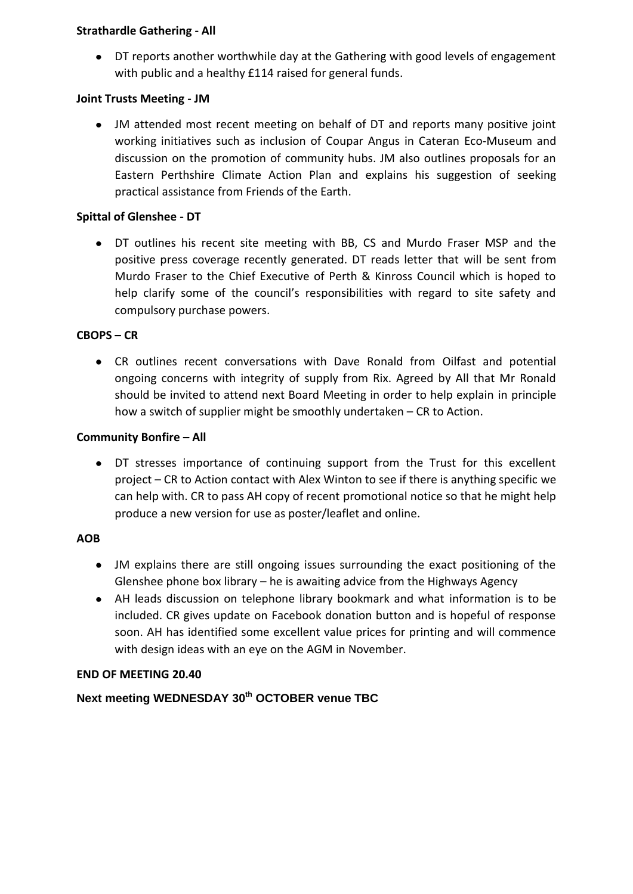**Strathardle Gathering - All**

- DT reports another worthwhile day at the Gathering with good levels of engagement with public and a healthy £114 raised for general funds.

**Joint Trusts Meeting - JM**

- JM attended most recent meeting on behalf of DT and reports many positive joint working initiatives such as inclusion of Coupar Angus in Cateran Eco-Museum and discussion on the promotion of community hubs. JM also outlines proposals for an Eastern Perthshire Climate Action Plan and explains his suggestion of seeking practical assistance from Friends of the Earth.

**Spittal of Glenshee - DT**

- DT outlines his recent site meeting with BB, CS and Murdo Fraser MSP and the positive press coverage recently generated. DT reads letter that will be sent from Murdo Fraser to the Chief Executive of Perth & Kinross Council which is hoped to help clarify some of the council's responsibilities with regard to site safety and compulsory purchase powers.

**CBOPS – CR**

- CR outlines recent conversations with Dave Ronald from Oilfast and potential ongoing concerns with integrity of supply from Rix. Agreed by All that Mr Ronald should be invited to attend next Board Meeting in order to help explain in principle how a switch of supplier might be smoothly undertaken – CR to Action.

**Community Bonfire – All**

- DT stresses importance of continuing support from the Trust for this excellent project – CR to Action contact with Alex Winton to see if there is anything specific we can help with. CR to pass AH copy of recent promotional notice so that he might help produce a new version for use as poster/leaflet and online.

**AOB**

- JM explains there are still ongoing issues surrounding the exact positioning of the Glenshee phone box library – he is awaiting advice from the Highways Agency
- AH leads discussion on telephone library bookmark and what information is to be included. CR gives update on Facebook donation button and is hopeful of response soon. AH has identified some excellent value prices for printing and will commence with design ideas with an eye on the AGM in November.

**END OF MEETING 20.40**

**Next meeting WEDNESDAY 30th OCTOBER venue TBC**